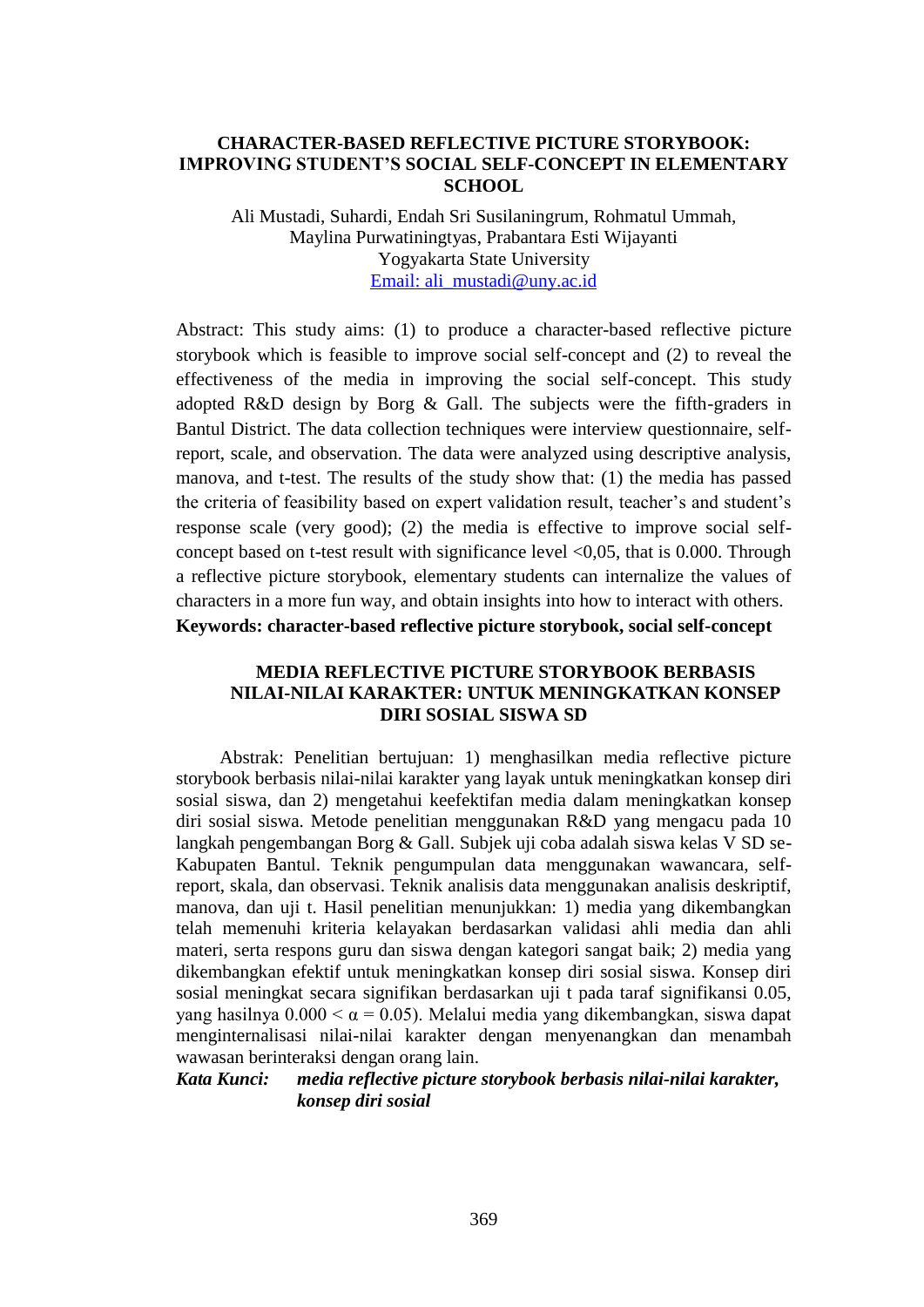# CHARACTER-BASED REFLECTIVE PICTURE STORYBOOK: IMPROVING STUDENT'S SOCIAL SELF-CONCEPT IN ELEMENTARY SCHOOL

Ali Mustadi, Suhardi, Endah Sri Susilaningrum, Rohmatul Ummah, Maylina Purwatiningtyas, Prabantara Esti Wijayanti
Yogyakarta State University
Email: ali_mustadi@uny.ac.id

Abstract: This study aims: (1) to produce a character-based reflective picture storybook which is feasible to improve social self-concept and (2) to reveal the effectiveness of the media in improving the social self-concept. This study adopted R&D design by Borg & Gall. The subjects were the fifth-graders in Bantul District. The data collection techniques were interview questionnaire, self-report, scale, and observation. The data were analyzed using descriptive analysis, manova, and t-test. The results of the study show that: (1) the media has passed the criteria of feasibility based on expert validation result, teacher's and student's response scale (very good); (2) the media is effective to improve social self-concept based on t-test result with significance level <0,05, that is 0.000. Through a reflective picture storybook, elementary students can internalize the values of characters in a more fun way, and obtain insights into how to interact with others.

**Keywords: character-based reflective picture storybook, social self-concept**

## MEDIA REFLECTIVE PICTURE STORYBOOK BERBASIS NILAI-NILAI KARAKTER: UNTUK MENINGKATKAN KONSEP DIRI SOSIAL SISWA SD

Abstrak: Penelitian bertujuan: 1) menghasilkan media reflective picture storybook berbasis nilai-nilai karakter yang layak untuk meningkatkan konsep diri sosial siswa, dan 2) mengetahui keefektifan media dalam meningkatkan konsep diri sosial siswa. Metode penelitian menggunakan R&D yang mengacu pada 10 langkah pengembangan Borg & Gall. Subjek uji coba adalah siswa kelas V SD se-Kabupaten Bantul. Teknik pengumpulan data menggunakan wawancara, self-report, skala, dan observasi. Teknik analisis data menggunakan analisis deskriptif, manova, dan uji t. Hasil penelitian menunjukkan: 1) media yang dikembangkan telah memenuhi kriteria kelayakan berdasarkan validasi ahli media dan ahli materi, serta respons guru dan siswa dengan kategori sangat baik; 2) media yang dikembangkan efektif untuk meningkatkan konsep diri sosial siswa. Konsep diri sosial meningkat secara signifikan berdasarkan uji t pada taraf signifikansi 0.05, yang hasilnya $0.000 < \alpha = 0.05$). Melalui media yang dikembangkan, siswa dapat menginternalisasi nilai-nilai karakter dengan menyenangkan dan menambah wawasan berinteraksi dengan orang lain.

***Kata Kunci:*** ***media reflective picture storybook berbasis nilai-nilai karakter, konsep diri sosial***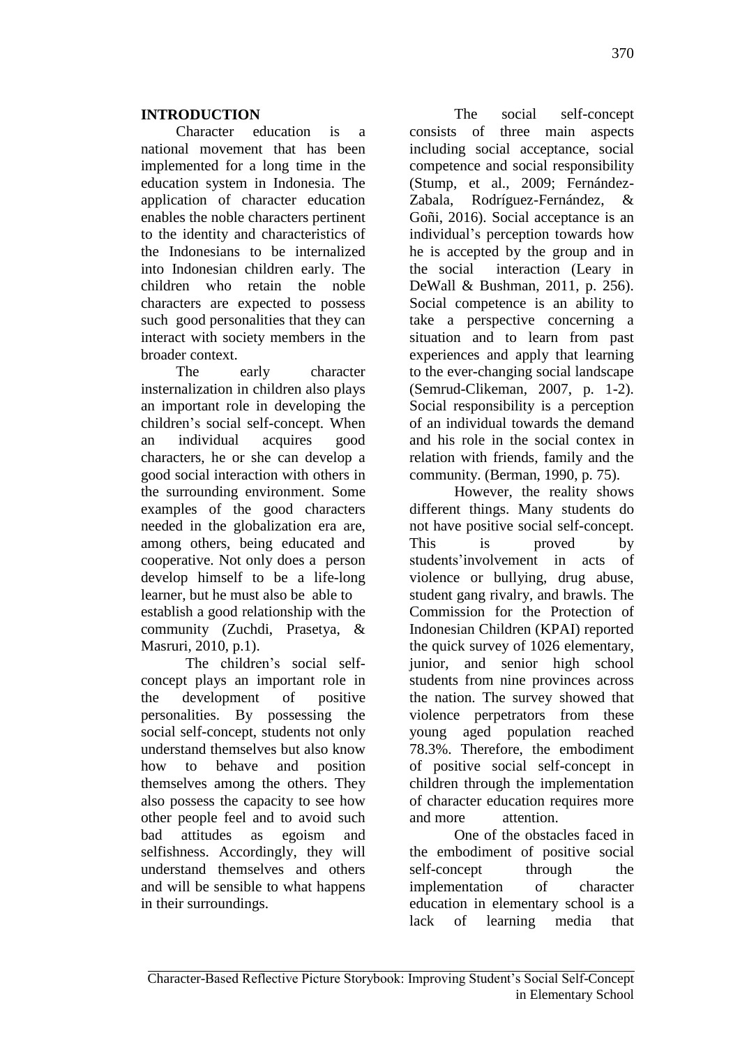## INTRODUCTION

Character education is a national movement that has been implemented for a long time in the education system in Indonesia. The application of character education enables the noble characters pertinent to the identity and characteristics of the Indonesians to be internalized into Indonesian children early. The children who retain the noble characters are expected to possess such good personalities that they can interact with society members in the broader context.

The early character insternalization in children also plays an important role in developing the children's social self-concept. When an individual acquires good characters, he or she can develop a good social interaction with others in the surrounding environment. Some examples of the good characters needed in the globalization era are, among others, being educated and cooperative. Not only does a person develop himself to be a life-long learner, but he must also be able to establish a good relationship with the community (Zuchdi, Prasetya, & Masruri, 2010, p.1).

The children's social self-concept plays an important role in the development of positive personalities. By possessing the social self-concept, students not only understand themselves but also know how to behave and position themselves among the others. They also possess the capacity to see how other people feel and to avoid such bad attitudes as egoism and selfishness. Accordingly, they will understand themselves and others and will be sensible to what happens in their surroundings.

The social self-concept consists of three main aspects including social acceptance, social competence and social responsibility (Stump, et al., 2009; Fernández-Zabala, Rodríguez-Fernández, & Goñi, 2016). Social acceptance is an individual's perception towards how he is accepted by the group and in the social interaction (Leary in DeWall & Bushman, 2011, p. 256). Social competence is an ability to take a perspective concerning a situation and to learn from past experiences and apply that learning to the ever-changing social landscape (Semrud-Clikeman, 2007, p. 1-2). Social responsibility is a perception of an individual towards the demand and his role in the social contex in relation with friends, family and the community. (Berman, 1990, p. 75).

However, the reality shows different things. Many students do not have positive social self-concept. This is proved by students'involvement in acts of violence or bullying, drug abuse, student gang rivalry, and brawls. The Commission for the Protection of Indonesian Children (KPAI) reported the quick survey of 1026 elementary, junior, and senior high school students from nine provinces across the nation. The survey showed that violence perpetrators from these young aged population reached 78.3%. Therefore, the embodiment of positive social self-concept in children through the implementation of character education requires more and more attention.

One of the obstacles faced in the embodiment of positive social self-concept through the implementation of character education in elementary school is a lack of learning media that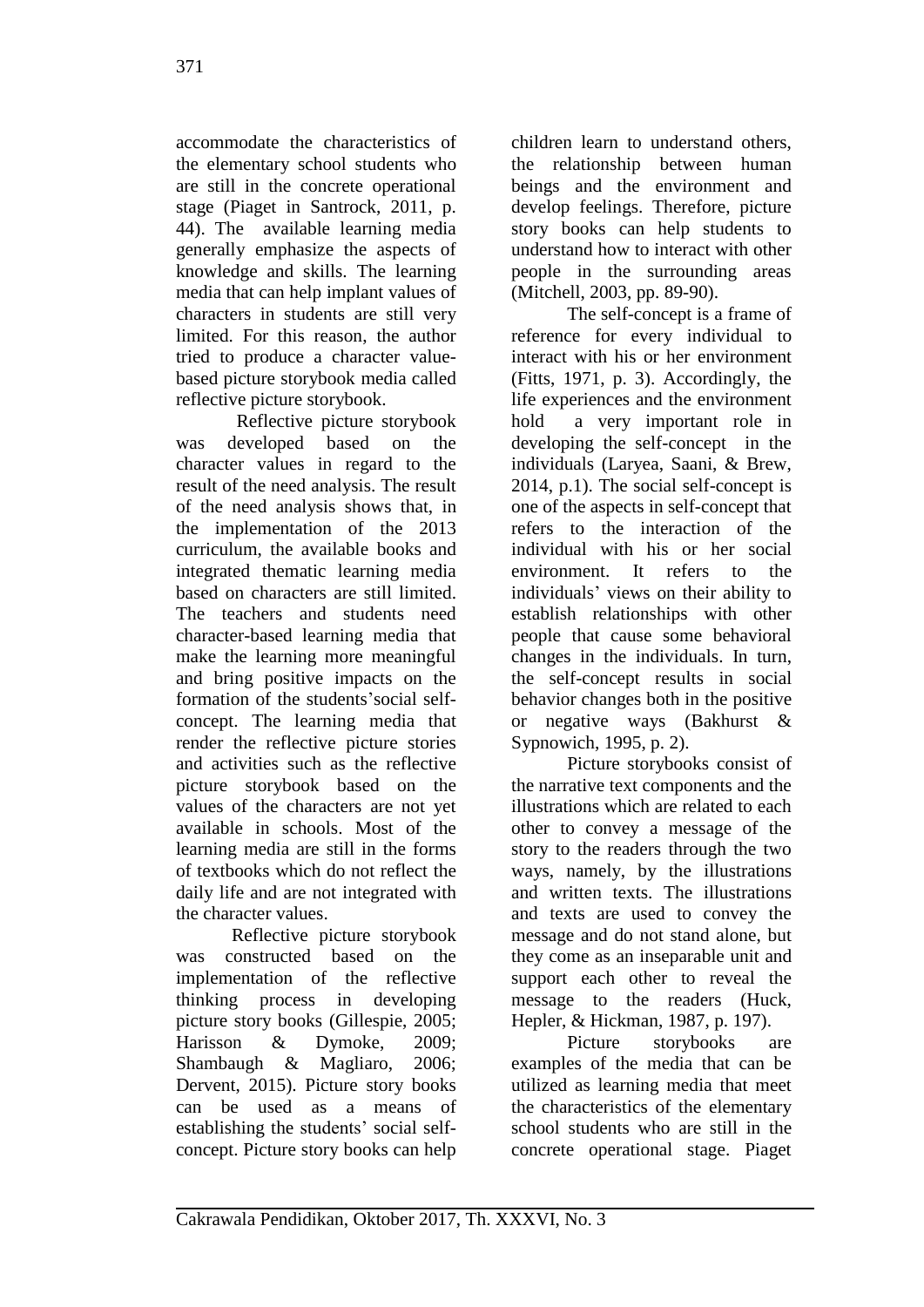accommodate the characteristics of the elementary school students who are still in the concrete operational stage (Piaget in Santrock, 2011, p. 44). The available learning media generally emphasize the aspects of knowledge and skills. The learning media that can help implant values of characters in students are still very limited. For this reason, the author tried to produce a character value-based picture storybook media called reflective picture storybook.

Reflective picture storybook was developed based on the character values in regard to the result of the need analysis. The result of the need analysis shows that, in the implementation of the 2013 curriculum, the available books and integrated thematic learning media based on characters are still limited. The teachers and students need character-based learning media that make the learning more meaningful and bring positive impacts on the formation of the students'social self-concept. The learning media that render the reflective picture stories and activities such as the reflective picture storybook based on the values of the characters are not yet available in schools. Most of the learning media are still in the forms of textbooks which do not reflect the daily life and are not integrated with the character values.

Reflective picture storybook was constructed based on the implementation of the reflective thinking process in developing picture story books (Gillespie, 2005; Harisson & Dymoke, 2009; Shambaugh & Magliaro, 2006; Dervent, 2015). Picture story books can be used as a means of establishing the students' social self-concept. Picture story books can help children learn to understand others, the relationship between human beings and the environment and develop feelings. Therefore, picture story books can help students to understand how to interact with other people in the surrounding areas (Mitchell, 2003, pp. 89-90).

The self-concept is a frame of reference for every individual to interact with his or her environment (Fitts, 1971, p. 3). Accordingly, the life experiences and the environment hold a very important role in developing the self-concept in the individuals (Laryea, Saani, & Brew, 2014, p.1). The social self-concept is one of the aspects in self-concept that refers to the interaction of the individual with his or her social environment. It refers to the individuals' views on their ability to establish relationships with other people that cause some behavioral changes in the individuals. In turn, the self-concept results in social behavior changes both in the positive or negative ways (Bakhurst & Sypnowich, 1995, p. 2).

Picture storybooks consist of the narrative text components and the illustrations which are related to each other to convey a message of the story to the readers through the two ways, namely, by the illustrations and written texts. The illustrations and texts are used to convey the message and do not stand alone, but they come as an inseparable unit and support each other to reveal the message to the readers (Huck, Hepler, & Hickman, 1987, p. 197).

Picture storybooks are examples of the media that can be utilized as learning media that meet the characteristics of the elementary school students who are still in the concrete operational stage. Piaget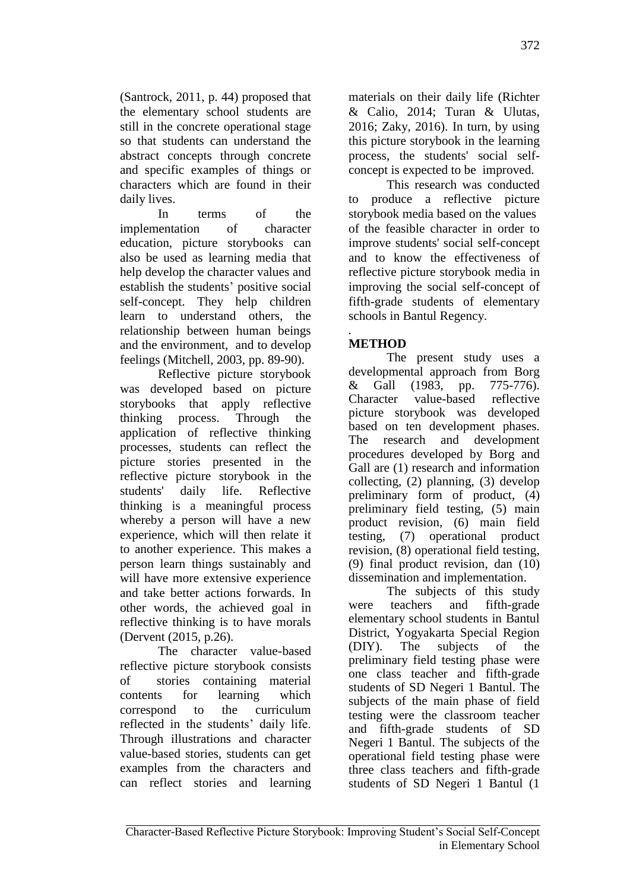(Santrock, 2011, p. 44) proposed that the elementary school students are still in the concrete operational stage so that students can understand the abstract concepts through concrete and specific examples of things or characters which are found in their daily lives.

In terms of the implementation of character education, picture storybooks can also be used as learning media that help develop the character values and establish the students' positive social self-concept. They help children learn to understand others, the relationship between human beings and the environment, and to develop feelings (Mitchell, 2003, pp. 89-90).

Reflective picture storybook was developed based on picture storybooks that apply reflective thinking process. Through the application of reflective thinking processes, students can reflect the picture stories presented in the reflective picture storybook in the students' daily life. Reflective thinking is a meaningful process whereby a person will have a new experience, which will then relate it to another experience. This makes a person learn things sustainably and will have more extensive experience and take better actions forwards. In other words, the achieved goal in reflective thinking is to have morals (Dervent (2015, p.26).

The character value-based reflective picture storybook consists of stories containing material contents for learning which correspond to the curriculum reflected in the students' daily life. Through illustrations and character value-based stories, students can get examples from the characters and can reflect stories and learning materials on their daily life (Richter & Calio, 2014; Turan & Ulutas, 2016; Zaky, 2016). In turn, by using this picture storybook in the learning process, the students' social self-concept is expected to be improved.

This research was conducted to produce a reflective picture storybook media based on the values of the feasible character in order to improve students' social self-concept and to know the effectiveness of reflective picture storybook media in improving the social self-concept of fifth-grade students of elementary schools in Bantul Regency.

.

## METHOD

The present study uses a developmental approach from Borg & Gall (1983, pp. 775-776). Character value-based reflective picture storybook was developed based on ten development phases. The research and development procedures developed by Borg and Gall are (1) research and information collecting, (2) planning, (3) develop preliminary form of product, (4) preliminary field testing, (5) main product revision, (6) main field testing, (7) operational product revision, (8) operational field testing, (9) final product revision, dan (10) dissemination and implementation.

The subjects of this study were teachers and fifth-grade elementary school students in Bantul District, Yogyakarta Special Region (DIY). The subjects of the preliminary field testing phase were one class teacher and fifth-grade students of SD Negeri 1 Bantul. The subjects of the main phase of field testing were the classroom teacher and fifth-grade students of SD Negeri 1 Bantul. The subjects of the operational field testing phase were three class teachers and fifth-grade students of SD Negeri 1 Bantul (1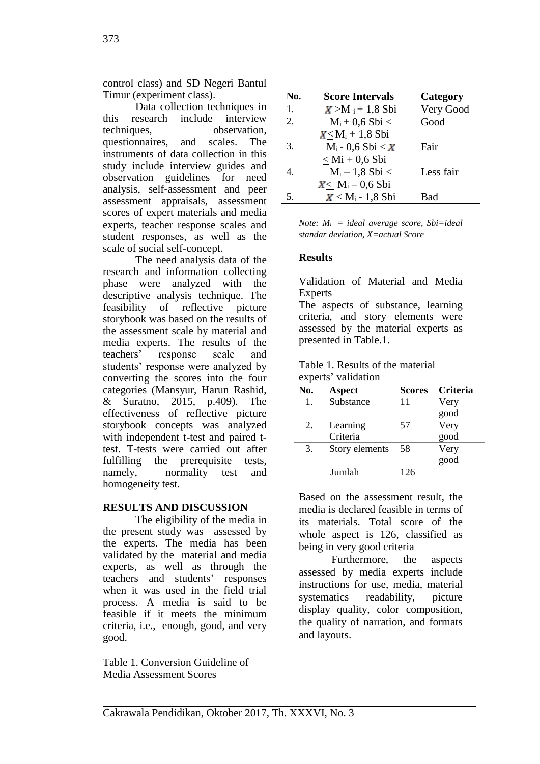control class) and SD Negeri Bantul Timur (experiment class).

Data collection techniques in this research include interview techniques, observation, questionnaires, and scales. The instruments of data collection in this study include interview guides and observation guidelines for need analysis, self-assessment and peer assessment appraisals, assessment scores of expert materials and media experts, teacher response scales and student responses, as well as the scale of social self-concept.

The need analysis data of the research and information collecting phase were analyzed with the descriptive analysis technique. The feasibility of reflective picture storybook was based on the results of the assessment scale by material and media experts. The results of the teachers' response scale and students' response were analyzed by converting the scores into the four categories (Mansyur, Harun Rashid, & Suratno, 2015, p.409). The effectiveness of reflective picture storybook concepts was analyzed with independent t-test and paired t-test. T-tests were carried out after fulfilling the prerequisite tests, namely, normality test and homogeneity test.

## RESULTS AND DISCUSSION

The eligibility of the media in the present study was assessed by the experts. The media has been validated by the material and media experts, as well as through the teachers and students' responses when it was used in the field trial process. A media is said to be feasible if it meets the minimum criteria, i.e., enough, good, and very good.

Table 1. Conversion Guideline of Media Assessment Scores

| No. | Score Intervals | Category |
|---|---|---|
| 1. | $X > M_i + 1{,}8\ Sbi$ | Very Good |
| 2. | $M_i + 0{,}6\ Sbi < X \leq M_i + 1{,}8\ Sbi$ | Good |
| 3. | $M_i - 0{,}6\ Sbi < X \leq Mi + 0{,}6\ Sbi$ | Fair |
| 4. | $M_i - 1{,}8\ Sbi < X \leq M_i - 0{,}6\ Sbi$ | Less fair |
| 5. | $X \leq M_i - 1{,}8\ Sbi$ | Bad |

*Note: $M_i$ = ideal average score, Sbi=ideal standar deviation, X=actual Score*

### Results

Validation of Material and Media Experts

The aspects of substance, learning criteria, and story elements were assessed by the material experts as presented in Table.1.

Table 1. Results of the material experts' validation

| No. | Aspect | Scores | Criteria |
|---|---|---|---|
| 1. | Substance | 11 | Very good |
| 2. | Learning Criteria | 57 | Very good |
| 3. | Story elements | 58 | Very good |
| | Jumlah | 126 | |

Based on the assessment result, the media is declared feasible in terms of its materials. Total score of the whole aspect is 126, classified as being in very good criteria

Furthermore, the aspects assessed by media experts include instructions for use, media, material systematics readability, picture display quality, color composition, the quality of narration, and formats and layouts.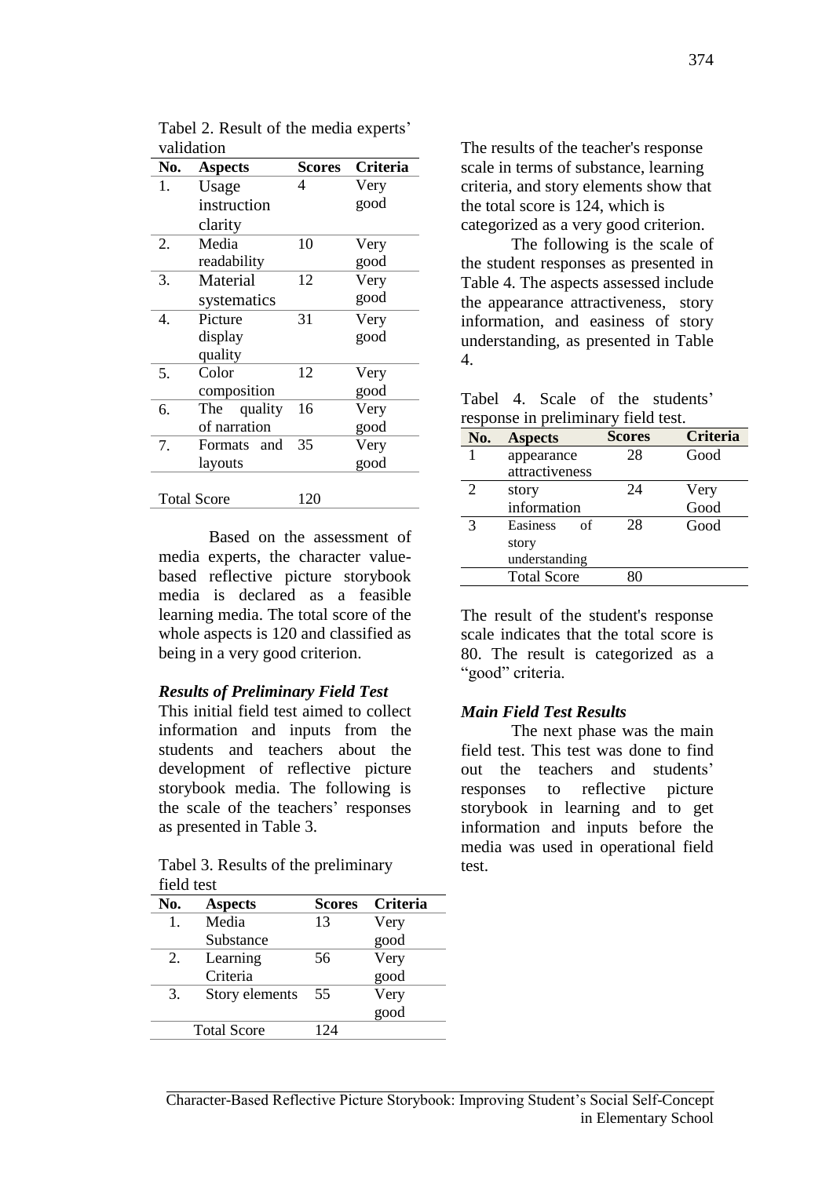Tabel 2. Result of the media experts' validation

| No. | Aspects | Scores | Criteria |
|---|---|---|---|
| 1. | Usage instruction clarity | 4 | Very good |
| 2. | Media readability | 10 | Very good |
| 3. | Material systematics | 12 | Very good |
| 4. | Picture display quality | 31 | Very good |
| 5. | Color composition | 12 | Very good |
| 6. | The quality of narration | 16 | Very good |
| 7. | Formats and layouts | 35 | Very good |
| Total Score | | 120 | |

Based on the assessment of media experts, the character value-based reflective picture storybook media is declared as a feasible learning media. The total score of the whole aspects is 120 and classified as being in a very good criterion.

### *Results of Preliminary Field Test*

This initial field test aimed to collect information and inputs from the students and teachers about the development of reflective picture storybook media. The following is the scale of the teachers' responses as presented in Table 3.

Tabel 3. Results of the preliminary field test

| No. | Aspects | Scores | Criteria |
|---|---|---|---|
| 1. | Media Substance | 13 | Very good |
| 2. | Learning Criteria | 56 | Very good |
| 3. | Story elements | 55 | Very good |
| | Total Score | 124 | |

The results of the teacher's response scale in terms of substance, learning criteria, and story elements show that the total score is 124, which is categorized as a very good criterion.

The following is the scale of the student responses as presented in Table 4. The aspects assessed include the appearance attractiveness, story information, and easiness of story understanding, as presented in Table 4.

Tabel 4. Scale of the students' response in preliminary field test.

| No. | Aspects | Scores | Criteria |
|---|---|---|---|
| 1 | appearance attractiveness | 28 | Good |
| 2 | story information | 24 | Very Good |
| 3 | Easiness of story understanding | 28 | Good |
| | Total Score | 80 | |

The result of the student's response scale indicates that the total score is 80. The result is categorized as a "good" criteria.

### *Main Field Test Results*

The next phase was the main field test. This test was done to find out the teachers and students' responses to reflective picture storybook in learning and to get information and inputs before the media was used in operational field test.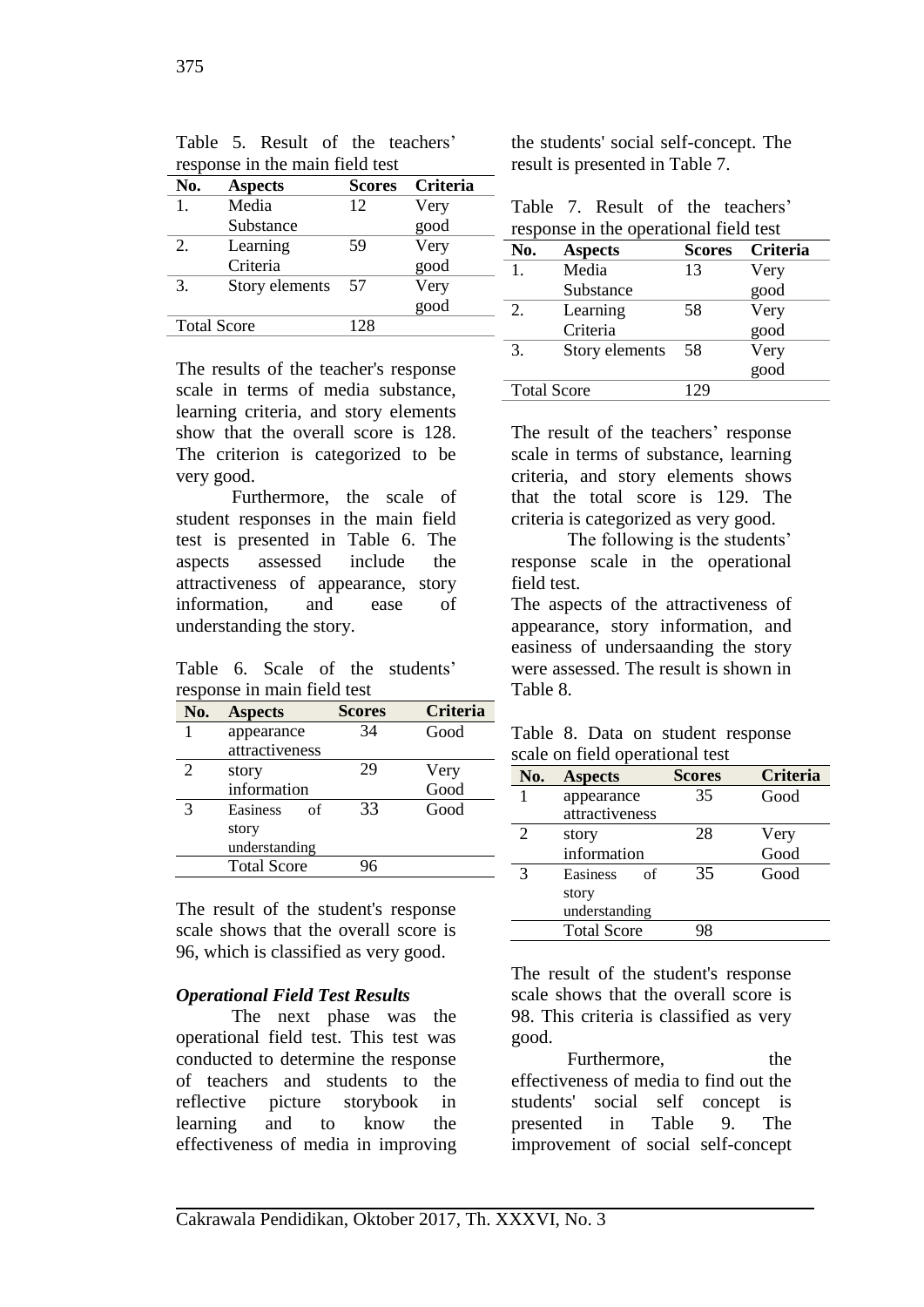Table 5. Result of the teachers' response in the main field test

| No. | Aspects | Scores | Criteria |
|---|---|---|---|
| 1. | Media Substance | 12 | Very good |
| 2. | Learning Criteria | 59 | Very good |
| 3. | Story elements | 57 | Very good |
| Total Score | | 128 | |

The results of the teacher's response scale in terms of media substance, learning criteria, and story elements show that the overall score is 128. The criterion is categorized to be very good.

Furthermore, the scale of student responses in the main field test is presented in Table 6. The aspects assessed include the attractiveness of appearance, story information, and ease of understanding the story.

Table 6. Scale of the students' response in main field test

| No. | Aspects | Scores | Criteria |
|---|---|---|---|
| 1 | appearance attractiveness | 34 | Good |
| 2 | story information | 29 | Very Good |
| 3 | Easiness of story understanding | 33 | Good |
| | Total Score | 96 | |

The result of the student's response scale shows that the overall score is 96, which is classified as very good.

***Operational Field Test Results***

The next phase was the operational field test. This test was conducted to determine the response of teachers and students to the reflective picture storybook in learning and to know the effectiveness of media in improving the students' social self-concept. The result is presented in Table 7.

Table 7. Result of the teachers' response in the operational field test

| No. | Aspects | Scores | Criteria |
|---|---|---|---|
| 1. | Media Substance | 13 | Very good |
| 2. | Learning Criteria | 58 | Very good |
| 3. | Story elements | 58 | Very good |
| Total Score | | 129 | |

The result of the teachers' response scale in terms of substance, learning criteria, and story elements shows that the total score is 129. The criteria is categorized as very good.

The following is the students' response scale in the operational field test.

The aspects of the attractiveness of appearance, story information, and easiness of undersaanding the story were assessed. The result is shown in Table 8.

Table 8. Data on student response scale on field operational test

| No. | Aspects | Scores | Criteria |
|---|---|---|---|
| 1 | appearance attractiveness | 35 | Good |
| 2 | story information | 28 | Very Good |
| 3 | Easiness of story understanding | 35 | Good |
| | Total Score | 98 | |

The result of the student's response scale shows that the overall score is 98. This criteria is classified as very good.

Furthermore, the effectiveness of media to find out the students' social self concept is presented in Table 9. The improvement of social self-concept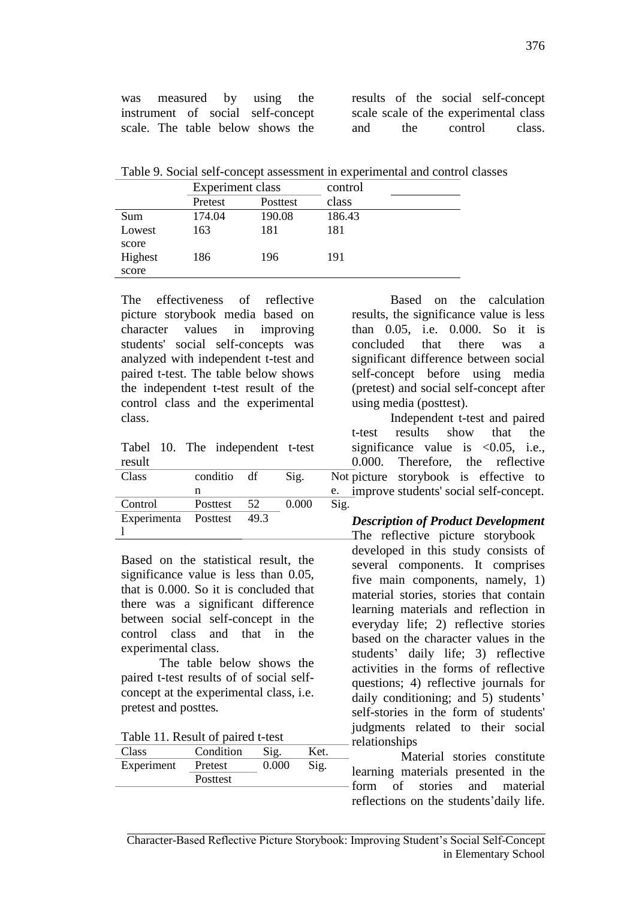was measured by using the instrument of social self-concept scale. The table below shows the results of the social self-concept scale scale of the experimental class and the control class.

Table 9. Social self-concept assessment in experimental and control classes

| | Experiment class | | control class |
|---|---|---|---|
| | Pretest | Posttest | |
| Sum | 174.04 | 190.08 | 186.43 |
| Lowest score | 163 | 181 | 181 |
| Highest score | 186 | 196 | 191 |

The effectiveness of reflective picture storybook media based on character values in improving students' social self-concepts was analyzed with independent t-test and paired t-test. The table below shows the independent t-test result of the control class and the experimental class.

Tabel 10. The independent t-test result

| Class | condition | df | Sig. | Note. |
|---|---|---|---|---|
| Control | Posttest | 52 | 0.000 | Sig. |
| Experimental | Posttest | 49.3 | | |

Based on the statistical result, the significance value is less than 0.05, that is 0.000. So it is concluded that there was a significant difference between social self-concept in the control class and that in the experimental class.

The table below shows the paired t-test results of of social self-concept at the experimental class, i.e. pretest and posttes.

Table 11. Result of paired t-test

| Class | Condition | Sig. | Ket. |
|---|---|---|---|
| Experiment | Pretest | 0.000 | Sig. |
| | Posttest | | |

Based on the calculation results, the significance value is less than 0.05, i.e. 0.000. So it is concluded that there was a significant difference between social self-concept before using media (pretest) and social self-concept after using media (posttest).

Independent t-test and paired t-test results show that the significance value is <0.05, i.e., 0.000. Therefore, the reflective picture storybook is effective to improve students' social self-concept.

***Description of Product Development***

The reflective picture storybook developed in this study consists of several components. It comprises five main components, namely, 1) material stories, stories that contain learning materials and reflection in everyday life; 2) reflective stories based on the character values in the students' daily life; 3) reflective activities in the forms of reflective questions; 4) reflective journals for daily conditioning; and 5) students' self-stories in the form of students' judgments related to their social relationships

Material stories constitute learning materials presented in the form of stories and material reflections on the students'daily life.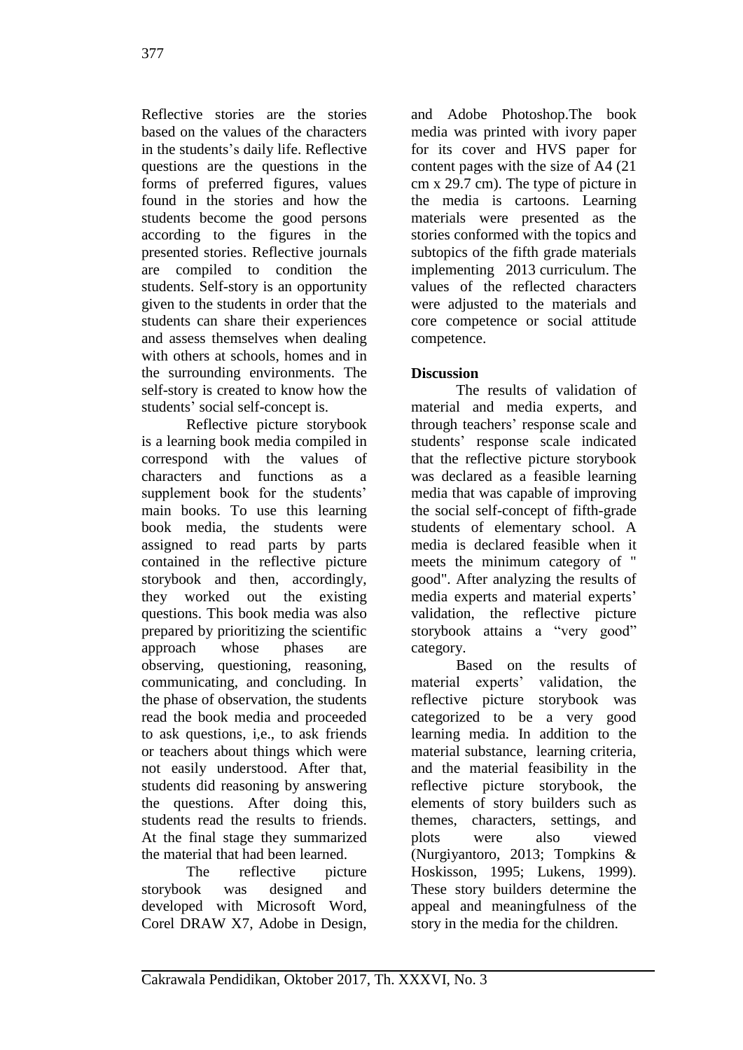Reflective stories are the stories based on the values of the characters in the students's daily life. Reflective questions are the questions in the forms of preferred figures, values found in the stories and how the students become the good persons according to the figures in the presented stories. Reflective journals are compiled to condition the students. Self-story is an opportunity given to the students in order that the students can share their experiences and assess themselves when dealing with others at schools, homes and in the surrounding environments. The self-story is created to know how the students' social self-concept is.

Reflective picture storybook is a learning book media compiled in correspond with the values of characters and functions as a supplement book for the students' main books. To use this learning book media, the students were assigned to read parts by parts contained in the reflective picture storybook and then, accordingly, they worked out the existing questions. This book media was also prepared by prioritizing the scientific approach whose phases are observing, questioning, reasoning, communicating, and concluding. In the phase of observation, the students read the book media and proceeded to ask questions, i,e., to ask friends or teachers about things which were not easily understood. After that, students did reasoning by answering the questions. After doing this, students read the results to friends. At the final stage they summarized the material that had been learned.

The reflective picture storybook was designed and developed with Microsoft Word, Corel DRAW X7, Adobe in Design, and Adobe Photoshop.The book media was printed with ivory paper for its cover and HVS paper for content pages with the size of A4 (21 cm x 29.7 cm). The type of picture in the media is cartoons. Learning materials were presented as the stories conformed with the topics and subtopics of the fifth grade materials implementing 2013 curriculum. The values of the reflected characters were adjusted to the materials and core competence or social attitude competence.

**Discussion**

The results of validation of material and media experts, and through teachers' response scale and students' response scale indicated that the reflective picture storybook was declared as a feasible learning media that was capable of improving the social self-concept of fifth-grade students of elementary school. A media is declared feasible when it meets the minimum category of " good". After analyzing the results of media experts and material experts' validation, the reflective picture storybook attains a "very good" category.

Based on the results of material experts' validation, the reflective picture storybook was categorized to be a very good learning media. In addition to the material substance, learning criteria, and the material feasibility in the reflective picture storybook, the elements of story builders such as themes, characters, settings, and plots were also viewed (Nurgiyantoro, 2013; Tompkins & Hoskisson, 1995; Lukens, 1999). These story builders determine the appeal and meaningfulness of the story in the media for the children.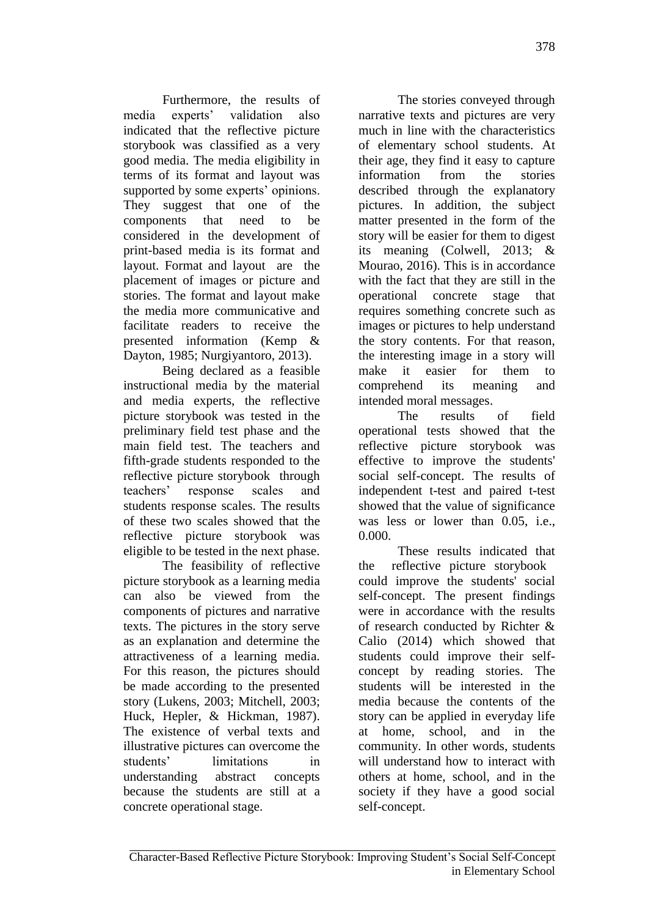Furthermore, the results of media experts' validation also indicated that the reflective picture storybook was classified as a very good media. The media eligibility in terms of its format and layout was supported by some experts' opinions. They suggest that one of the components that need to be considered in the development of print-based media is its format and layout. Format and layout are the placement of images or picture and stories. The format and layout make the media more communicative and facilitate readers to receive the presented information (Kemp & Dayton, 1985; Nurgiyantoro, 2013).

Being declared as a feasible instructional media by the material and media experts, the reflective picture storybook was tested in the preliminary field test phase and the main field test. The teachers and fifth-grade students responded to the reflective picture storybook through teachers' response scales and students response scales. The results of these two scales showed that the reflective picture storybook was eligible to be tested in the next phase.

The feasibility of reflective picture storybook as a learning media can also be viewed from the components of pictures and narrative texts. The pictures in the story serve as an explanation and determine the attractiveness of a learning media. For this reason, the pictures should be made according to the presented story (Lukens, 2003; Mitchell, 2003; Huck, Hepler, & Hickman, 1987). The existence of verbal texts and illustrative pictures can overcome the students' limitations in understanding abstract concepts because the students are still at a concrete operational stage.

The stories conveyed through narrative texts and pictures are very much in line with the characteristics of elementary school students. At their age, they find it easy to capture information from the stories described through the explanatory pictures. In addition, the subject matter presented in the form of the story will be easier for them to digest its meaning (Colwell, 2013; & Mourao, 2016). This is in accordance with the fact that they are still in the operational concrete stage that requires something concrete such as images or pictures to help understand the story contents. For that reason, the interesting image in a story will make it easier for them to comprehend its meaning and intended moral messages.

The results of field operational tests showed that the reflective picture storybook was effective to improve the students' social self-concept. The results of independent t-test and paired t-test showed that the value of significance was less or lower than 0.05, i.e., 0.000.

These results indicated that the reflective picture storybook could improve the students' social self-concept. The present findings were in accordance with the results of research conducted by Richter & Calio (2014) which showed that students could improve their self-concept by reading stories. The students will be interested in the media because the contents of the story can be applied in everyday life at home, school, and in the community. In other words, students will understand how to interact with others at home, school, and in the society if they have a good social self-concept.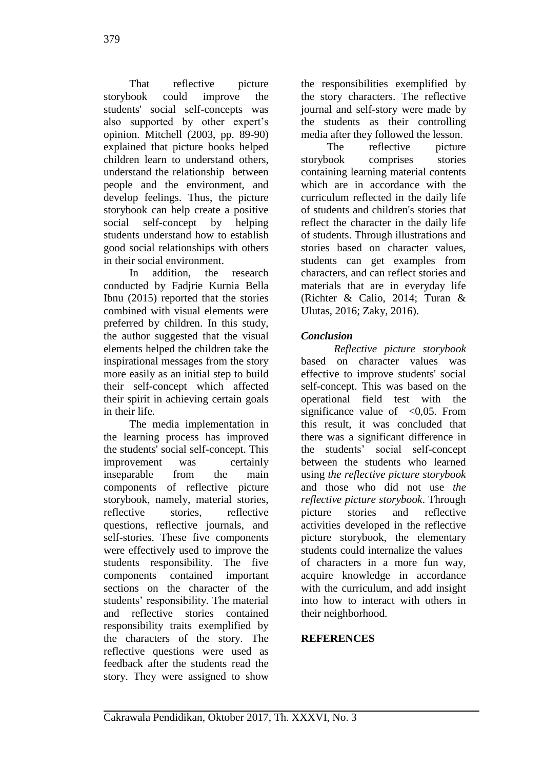That reflective picture storybook could improve the students' social self-concepts was also supported by other expert's opinion. Mitchell (2003, pp. 89-90) explained that picture books helped children learn to understand others, understand the relationship between people and the environment, and develop feelings. Thus, the picture storybook can help create a positive social self-concept by helping students understand how to establish good social relationships with others in their social environment.

In addition, the research conducted by Fadjrie Kurnia Bella Ibnu (2015) reported that the stories combined with visual elements were preferred by children. In this study, the author suggested that the visual elements helped the children take the inspirational messages from the story more easily as an initial step to build their self-concept which affected their spirit in achieving certain goals in their life.

The media implementation in the learning process has improved the students' social self-concept. This improvement was certainly inseparable from the main components of reflective picture storybook, namely, material stories, reflective stories, reflective questions, reflective journals, and self-stories. These five components were effectively used to improve the students responsibility. The five components contained important sections on the character of the students' responsibility. The material and reflective stories contained responsibility traits exemplified by the characters of the story. The reflective questions were used as feedback after the students read the story. They were assigned to show the responsibilities exemplified by the story characters. The reflective journal and self-story were made by the students as their controlling media after they followed the lesson.

The reflective picture storybook comprises stories containing learning material contents which are in accordance with the curriculum reflected in the daily life of students and children's stories that reflect the character in the daily life of students. Through illustrations and stories based on character values, students can get examples from characters, and can reflect stories and materials that are in everyday life (Richter & Calio, 2014; Turan & Ulutas, 2016; Zaky, 2016).

### *Conclusion*

*Reflective picture storybook* based on character values was effective to improve students' social self-concept. This was based on the operational field test with the significance value of <0,05. From this result, it was concluded that there was a significant difference in the students' social self-concept between the students who learned using *the reflective picture storybook* and those who did not use *the reflective picture storybook*. Through picture stories and reflective activities developed in the reflective picture storybook, the elementary students could internalize the values of characters in a more fun way, acquire knowledge in accordance with the curriculum, and add insight into how to interact with others in their neighborhood.

## REFERENCES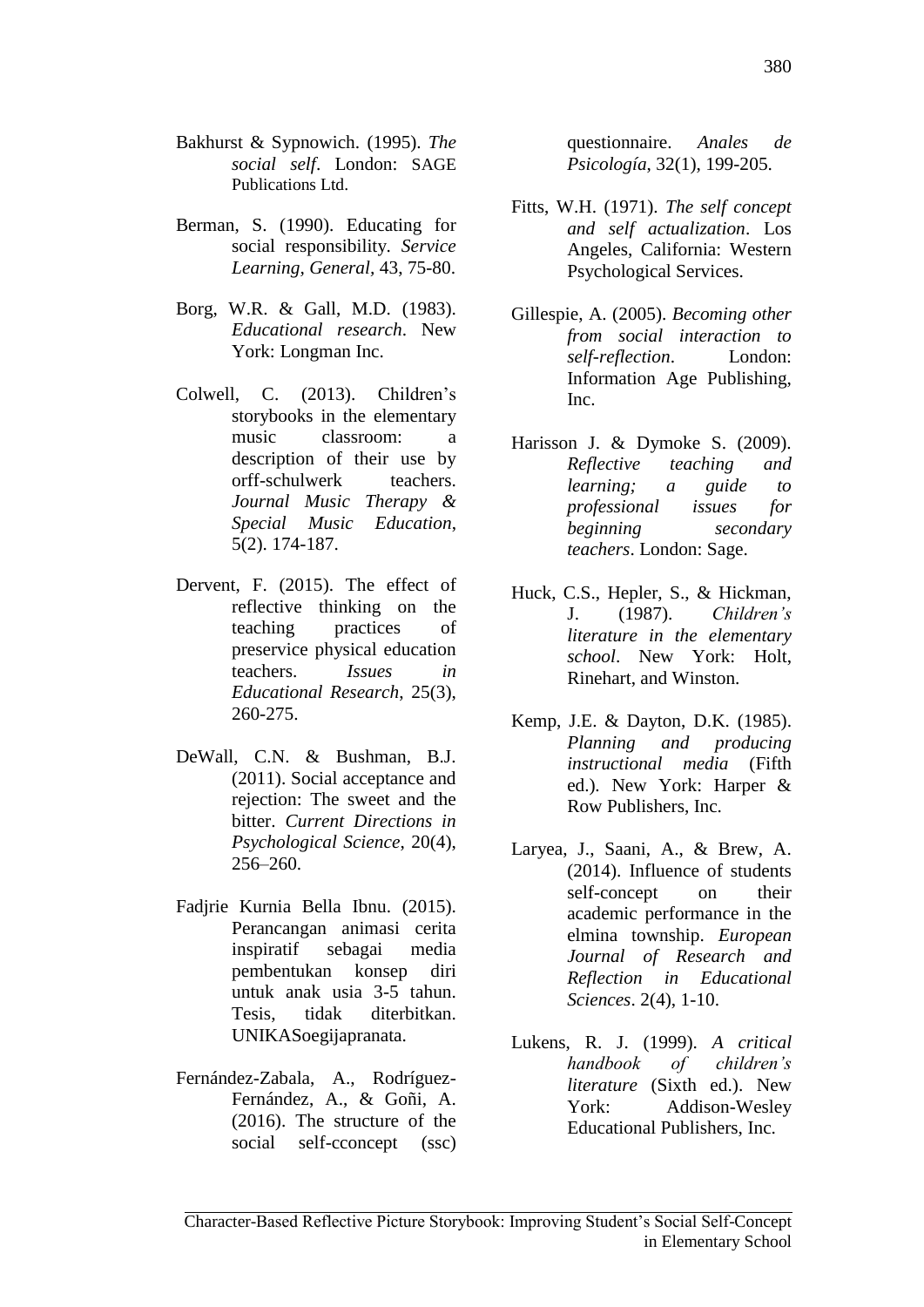Bakhurst & Sypnowich. (1995). *The social self*. London: SAGE Publications Ltd.

Berman, S. (1990). Educating for social responsibility. *Service Learning, General,* 43, 75-80.

Borg, W.R. & Gall, M.D. (1983). *Educational research*. New York: Longman Inc.

Colwell, C. (2013). Children's storybooks in the elementary music classroom: a description of their use by orff-schulwerk teachers. *Journal Music Therapy & Special Music Education*, 5(2). 174-187.

Dervent, F. (2015). The effect of reflective thinking on the teaching practices of preservice physical education teachers. *Issues in Educational Research*, 25(3), 260-275.

DeWall, C.N. & Bushman, B.J. (2011). Social acceptance and rejection: The sweet and the bitter. *Current Directions in Psychological Science*, 20(4), 256–260.

Fadjrie Kurnia Bella Ibnu. (2015). Perancangan animasi cerita inspiratif sebagai media pembentukan konsep diri untuk anak usia 3-5 tahun. Tesis, tidak diterbitkan. UNIKASoegijapranata.

Fernández-Zabala, A., Rodríguez-Fernández, A., & Goñi, A. (2016). The structure of the social self-cconcept (ssc) questionnaire. *Anales de Psicología*, 32(1), 199-205.

Fitts, W.H. (1971). *The self concept and self actualization*. Los Angeles, California: Western Psychological Services.

Gillespie, A. (2005). *Becoming other from social interaction to self-reflection*. London: Information Age Publishing, Inc.

Harisson J. & Dymoke S. (2009). *Reflective teaching and learning; a guide to professional issues for beginning secondary teachers*. London: Sage.

Huck, C.S., Hepler, S., & Hickman, J. (1987). *Children's literature in the elementary school*. New York: Holt, Rinehart, and Winston.

Kemp, J.E. & Dayton, D.K. (1985). *Planning and producing instructional media* (Fifth ed.). New York: Harper & Row Publishers, Inc.

Laryea, J., Saani, A., & Brew, A. (2014). Influence of students self-concept on their academic performance in the elmina township. *European Journal of Research and Reflection in Educational Sciences*. 2(4), 1-10.

Lukens, R. J. (1999). *A critical handbook of children's literature* (Sixth ed.). New York: Addison-Wesley Educational Publishers, Inc.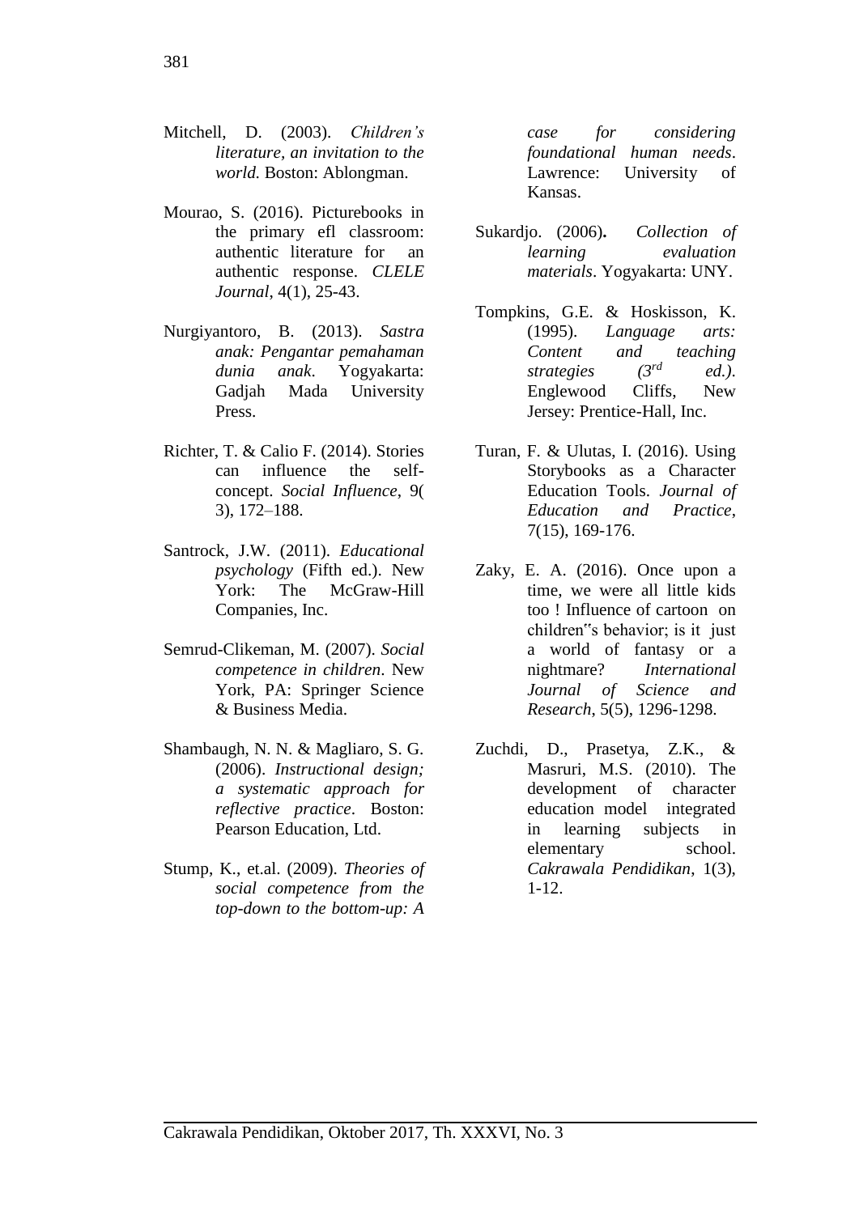Mitchell, D. (2003). *Children's literature, an invitation to the world.* Boston: Ablongman.

Mourao, S. (2016). Picturebooks in the primary efl classroom: authentic literature for an authentic response. *CLELE Journal*, 4(1), 25-43.

Nurgiyantoro, B. (2013). *Sastra anak: Pengantar pemahaman dunia anak*. Yogyakarta: Gadjah Mada University Press.

Richter, T. & Calio F. (2014). Stories can influence the self-concept. *Social Influence*, 9( 3), 172–188.

Santrock, J.W. (2011). *Educational psychology* (Fifth ed.). New York: The McGraw-Hill Companies, Inc.

Semrud-Clikeman, M. (2007). *Social competence in children*. New York, PA: Springer Science & Business Media.

Shambaugh, N. N. & Magliaro, S. G. (2006). *Instructional design; a systematic approach for reflective practice*. Boston: Pearson Education, Ltd.

Stump, K., et.al. (2009). *Theories of social competence from the top-down to the bottom-up: A case for considering foundational human needs*. Lawrence: University of Kansas.

Sukardjo. (2006). *Collection of learning evaluation materials*. Yogyakarta: UNY.

Tompkins, G.E. & Hoskisson, K. (1995). *Language arts: Content and teaching strategies (3rd ed.)*. Englewood Cliffs, New Jersey: Prentice-Hall, Inc.

Turan, F. & Ulutas, I. (2016). Using Storybooks as a Character Education Tools. *Journal of Education and Practice*, 7(15), 169-176.

Zaky, E. A. (2016). Once upon a time, we were all little kids too ! Influence of cartoon on children"s behavior; is it just a world of fantasy or a nightmare? *International Journal of Science and Research*, 5(5), 1296-1298.

Zuchdi, D., Prasetya, Z.K., & Masruri, M.S. (2010). The development of character education model integrated in learning subjects in elementary school. *Cakrawala Pendidikan*, 1(3), 1-12.